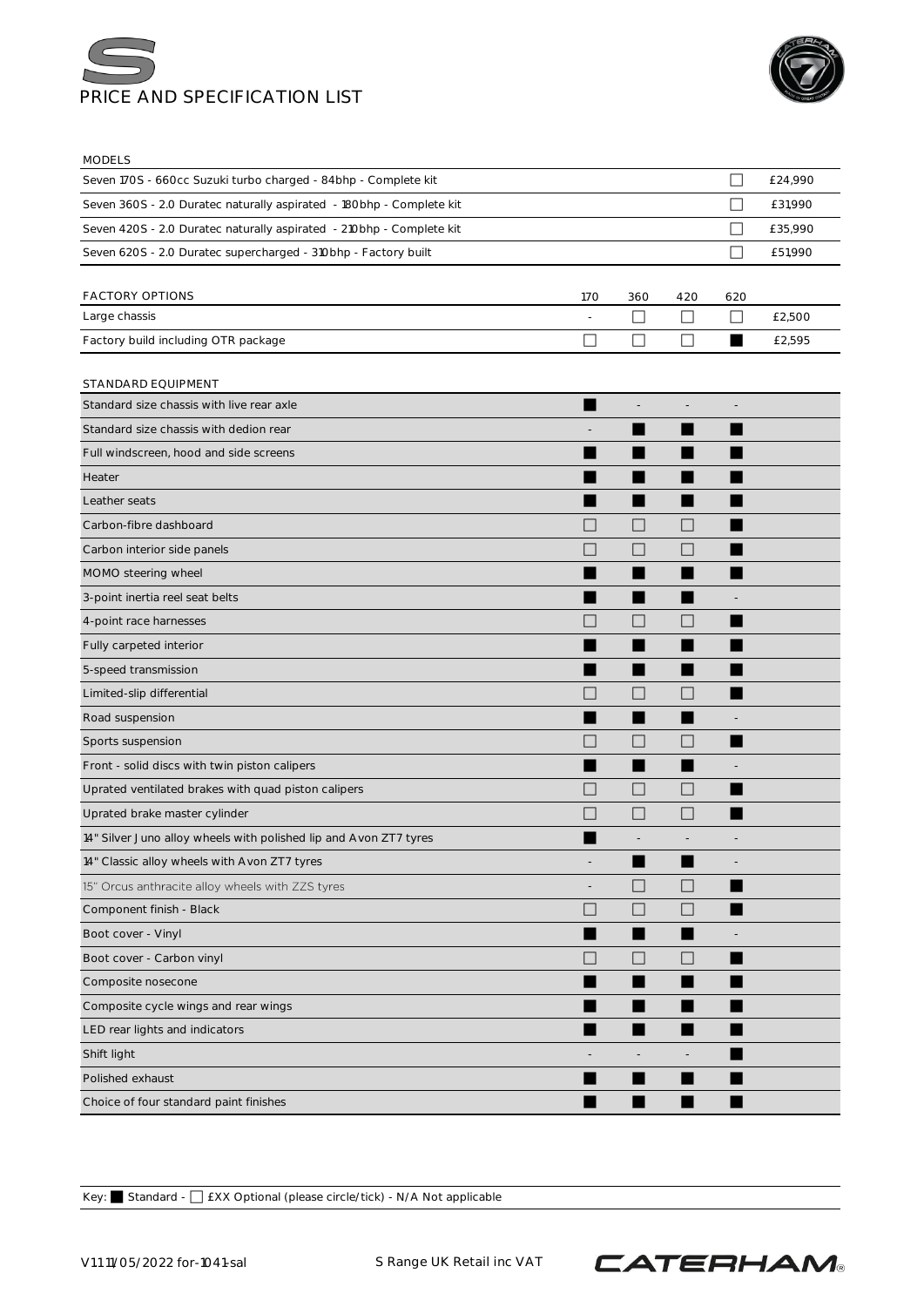# PRICE AND SPECIFICATION LIST

| MODELS | | |
|---|---|---|
| Seven 170S - 660cc Suzuki turbo charged - 84bhp - Complete kit | ☐ | £24,990 |
| Seven 360S - 2.0 Duratec naturally aspirated - 180bhp - Complete kit | ☐ | £31,990 |
| Seven 420S - 2.0 Duratec naturally aspirated - 210bhp - Complete kit | ☐ | £35,990 |
| Seven 620S - 2.0 Duratec supercharged - 310bhp - Factory built | ☐ | £51,990 |

| FACTORY OPTIONS | 170 | 360 | 420 | 620 | |
|---|---|---|---|---|---|
| Large chassis | - | ☐ | ☐ | ☐ | £2,500 |
| Factory build including OTR package | ☐ | ☐ | ☐ | ■ | £2,595 |

| STANDARD EQUIPMENT | 170 | 360 | 420 | 620 |
|---|---|---|---|---|
| Standard size chassis with live rear axle | ■ | - | - | - |
| Standard size chassis with dedion rear | - | ■ | ■ | ■ |
| Full windscreen, hood and side screens | ■ | ■ | ■ | ■ |
| Heater | ■ | ■ | ■ | ■ |
| Leather seats | ■ | ■ | ■ | ■ |
| Carbon-fibre dashboard | ☐ | ☐ | ☐ | ■ |
| Carbon interior side panels | ☐ | ☐ | ☐ | ■ |
| MOMO steering wheel | ■ | ■ | ■ | ■ |
| 3-point inertia reel seat belts | ■ | ■ | ■ | - |
| 4-point race harnesses | ☐ | ☐ | ☐ | ■ |
| Fully carpeted interior | ■ | ■ | ■ | ■ |
| 5-speed transmission | ■ | ■ | ■ | ■ |
| Limited-slip differential | ☐ | ☐ | ☐ | ■ |
| Road suspension | ■ | ■ | ■ | - |
| Sports suspension | ☐ | ☐ | ☐ | ■ |
| Front - solid discs with twin piston calipers | ■ | ■ | ■ | - |
| Uprated ventilated brakes with quad piston calipers | ☐ | ☐ | ☐ | ■ |
| Uprated brake master cylinder | ☐ | ☐ | ☐ | ■ |
| 14" Silver Juno alloy wheels with polished lip and Avon ZT7 tyres | ■ | - | - | - |
| 14" Classic alloy wheels with Avon ZT7 tyres | - | ■ | ■ | - |
| 15" Orcus anthracite alloy wheels with ZZS tyres | - | ☐ | ☐ | ■ |
| Component finish - Black | ☐ | ☐ | ☐ | ■ |
| Boot cover - Vinyl | ■ | ■ | ■ | - |
| Boot cover - Carbon vinyl | ☐ | ☐ | ☐ | ■ |
| Composite nosecone | ■ | ■ | ■ | ■ |
| Composite cycle wings and rear wings | ■ | ■ | ■ | ■ |
| LED rear lights and indicators | ■ | ■ | ■ | ■ |
| Shift light | - | - | - | ■ |
| Polished exhaust | ■ | ■ | ■ | ■ |
| Choice of four standard paint finishes | ■ | ■ | ■ | ■ |

Key: ■ Standard - ☐ £XX Optional (please circle/tick) - N/A Not applicable

V1.1 11/05/2022 for-1041-sal S Range UK Retail inc VAT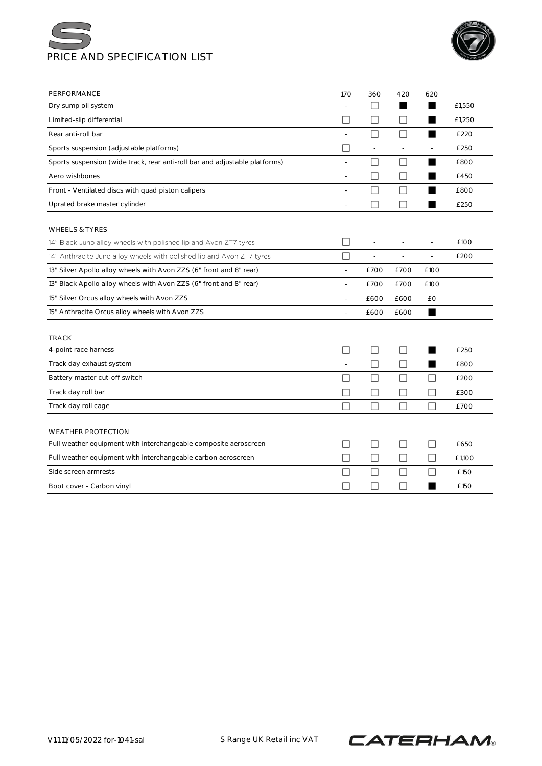# S

## PRICE AND SPECIFICATION LIST

| PERFORMANCE | 170 | 360 | 420 | 620 | |
|---|---|---|---|---|---|
| Dry sump oil system | - | ☐ | ■ | ■ | £1,550 |
| Limited-slip differential | ☐ | ☐ | ☐ | ■ | £1,250 |
| Rear anti-roll bar | - | ☐ | ☐ | ■ | £220 |
| Sports suspension (adjustable platforms) | ☐ | - | - | - | £250 |
| Sports suspension (wide track, rear anti-roll bar and adjustable platforms) | - | ☐ | ☐ | ■ | £800 |
| Aero wishbones | - | ☐ | ☐ | ■ | £450 |
| Front - Ventilated discs with quad piston calipers | - | ☐ | ☐ | ■ | £800 |
| Uprated brake master cylinder | - | ☐ | ☐ | ■ | £250 |

| WHEELS & TYRES | | | | | |
|---|---|---|---|---|---|
| 14" Black Juno alloy wheels with polished lip and Avon ZT7 tyres | ☐ | - | - | - | £100 |
| 14" Anthracite Juno alloy wheels with polished lip and Avon ZT7 tyres | ☐ | - | - | - | £200 |
| 13" Silver Apollo alloy wheels with Avon ZZS (6" front and 8" rear) | - | £700 | £700 | £100 | |
| 13" Black Apollo alloy wheels with Avon ZZS (6" front and 8" rear) | - | £700 | £700 | £100 | |
| 15" Silver Orcus alloy wheels with Avon ZZS | - | £600 | £600 | £0 | |
| 15" Anthracite Orcus alloy wheels with Avon ZZS | - | £600 | £600 | ■ | |

| TRACK | | | | | |
|---|---|---|---|---|---|
| 4-point race harness | ☐ | ☐ | ☐ | ■ | £250 |
| Track day exhaust system | - | ☐ | ☐ | ■ | £800 |
| Battery master cut-off switch | ☐ | ☐ | ☐ | ☐ | £200 |
| Track day roll bar | ☐ | ☐ | ☐ | ☐ | £300 |
| Track day roll cage | ☐ | ☐ | ☐ | ☐ | £700 |

| WEATHER PROTECTION | | | | | |
|---|---|---|---|---|---|
| Full weather equipment with interchangeable composite aeroscreen | ☐ | ☐ | ☐ | ☐ | £650 |
| Full weather equipment with interchangeable carbon aeroscreen | ☐ | ☐ | ☐ | ☐ | £1,100 |
| Side screen armrests | ☐ | ☐ | ☐ | ☐ | £150 |
| Boot cover - Carbon vinyl | ☐ | ☐ | ☐ | ■ | £150 |

V1.1 11/05/2022 for-1041-sal

S Range UK Retail inc VAT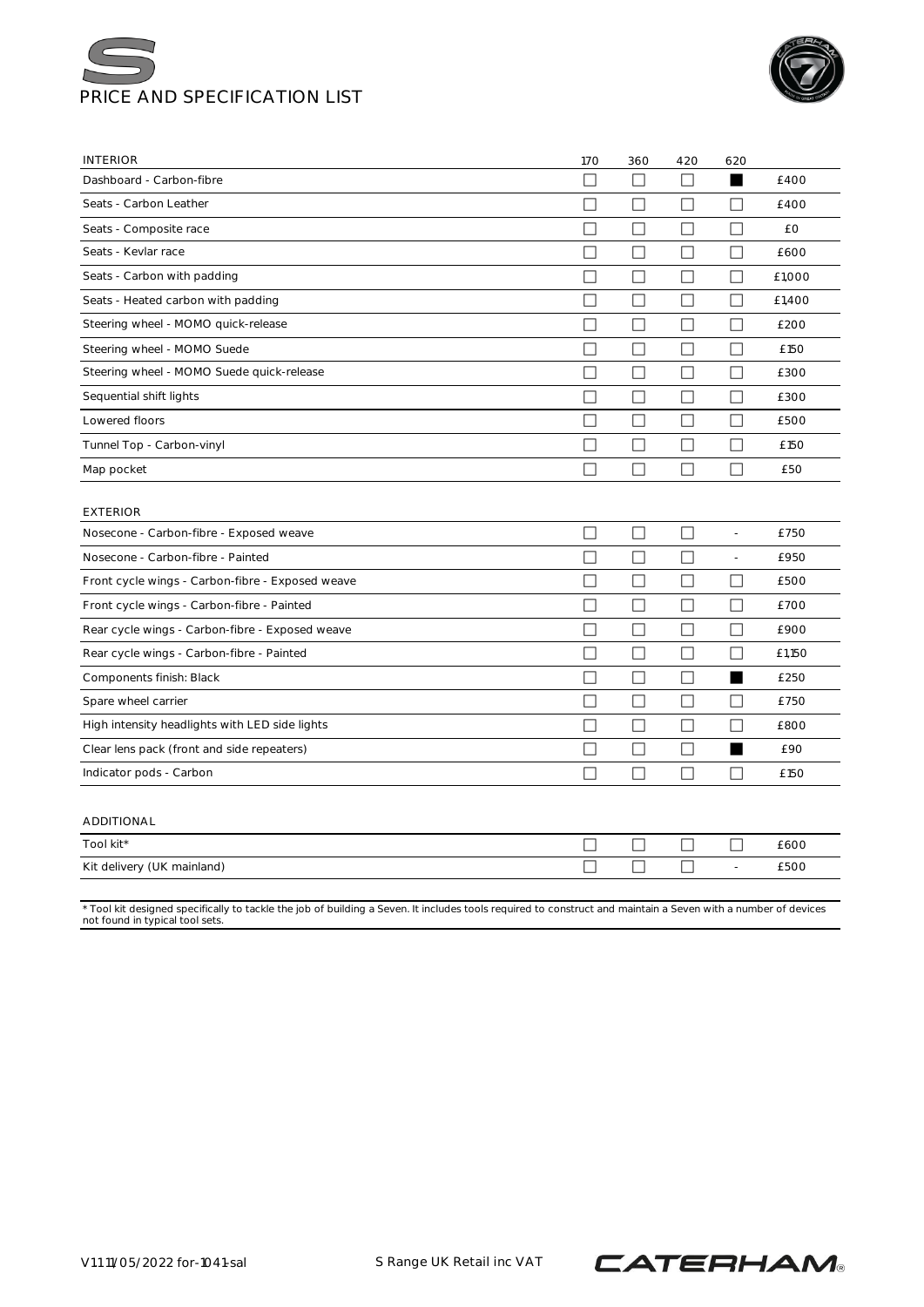# PRICE AND SPECIFICATION LIST

| INTERIOR | 170 | 360 | 420 | 620 | |
|---|---|---|---|---|---|
| Dashboard - Carbon-fibre | ☐ | ☐ | ☐ | ■ | £400 |
| Seats - Carbon Leather | ☐ | ☐ | ☐ | ☐ | £400 |
| Seats - Composite race | ☐ | ☐ | ☐ | ☐ | £0 |
| Seats - Kevlar race | ☐ | ☐ | ☐ | ☐ | £600 |
| Seats - Carbon with padding | ☐ | ☐ | ☐ | ☐ | £1,000 |
| Seats - Heated carbon with padding | ☐ | ☐ | ☐ | ☐ | £1,400 |
| Steering wheel - MOMO quick-release | ☐ | ☐ | ☐ | ☐ | £200 |
| Steering wheel - MOMO Suede | ☐ | ☐ | ☐ | ☐ | £150 |
| Steering wheel - MOMO Suede quick-release | ☐ | ☐ | ☐ | ☐ | £300 |
| Sequential shift lights | ☐ | ☐ | ☐ | ☐ | £300 |
| Lowered floors | ☐ | ☐ | ☐ | ☐ | £500 |
| Tunnel Top - Carbon-vinyl | ☐ | ☐ | ☐ | ☐ | £150 |
| Map pocket | ☐ | ☐ | ☐ | ☐ | £50 |

| EXTERIOR | | | | | |
|---|---|---|---|---|---|
| Nosecone - Carbon-fibre - Exposed weave | ☐ | ☐ | ☐ | - | £750 |
| Nosecone - Carbon-fibre - Painted | ☐ | ☐ | ☐ | - | £950 |
| Front cycle wings - Carbon-fibre - Exposed weave | ☐ | ☐ | ☐ | ☐ | £500 |
| Front cycle wings - Carbon-fibre - Painted | ☐ | ☐ | ☐ | ☐ | £700 |
| Rear cycle wings - Carbon-fibre - Exposed weave | ☐ | ☐ | ☐ | ☐ | £900 |
| Rear cycle wings - Carbon-fibre - Painted | ☐ | ☐ | ☐ | ☐ | £1,150 |
| Components finish: Black | ☐ | ☐ | ☐ | ■ | £250 |
| Spare wheel carrier | ☐ | ☐ | ☐ | ☐ | £750 |
| High intensity headlights with LED side lights | ☐ | ☐ | ☐ | ☐ | £800 |
| Clear lens pack (front and side repeaters) | ☐ | ☐ | ☐ | ■ | £90 |
| Indicator pods - Carbon | ☐ | ☐ | ☐ | ☐ | £150 |

| ADDITIONAL | | | | | |
|---|---|---|---|---|---|
| Tool kit* | ☐ | ☐ | ☐ | ☐ | £600 |
| Kit delivery (UK mainland) | ☐ | ☐ | ☐ | - | £500 |

* Tool kit designed specifically to tackle the job of building a Seven. It includes tools required to construct and maintain a Seven with a number of devices not found in typical tool sets.

V1.1 11/05/2022 for-1041-sal S Range UK Retail inc VAT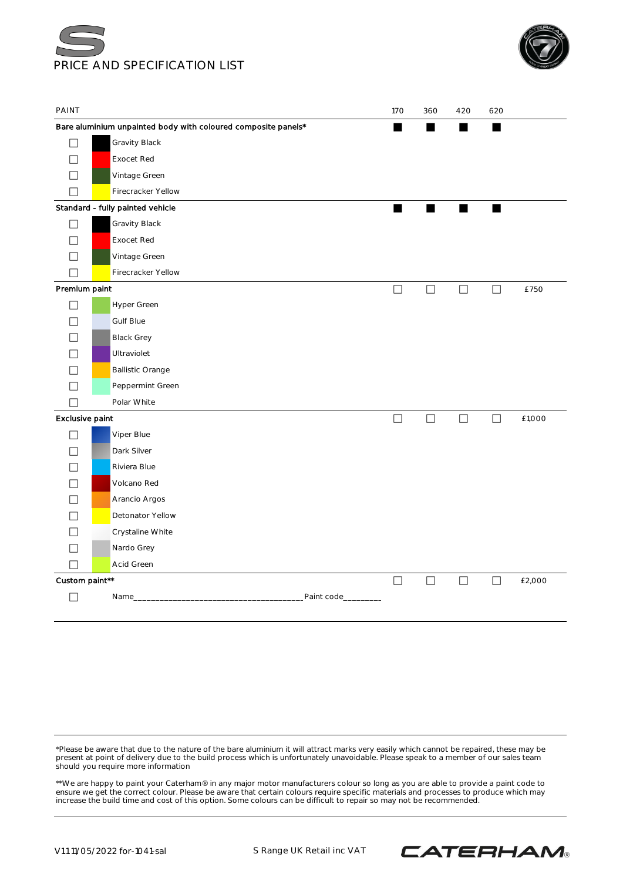# S

## PRICE AND SPECIFICATION LIST

| PAINT | 170 | 360 | 420 | 620 | |
|---|---|---|---|---|---|
| **Bare aluminium unpainted body with coloured composite panels*** | ■ | ■ | ■ | ■ | |
| ☐ Gravity Black | | | | | |
| ☐ Exocet Red | | | | | |
| ☐ Vintage Green | | | | | |
| ☐ Firecracker Yellow | | | | | |
| **Standard - fully painted vehicle** | ■ | ■ | ■ | ■ | |
| ☐ Gravity Black | | | | | |
| ☐ Exocet Red | | | | | |
| ☐ Vintage Green | | | | | |
| ☐ Firecracker Yellow | | | | | |
| **Premium paint** | ☐ | ☐ | ☐ | ☐ | £750 |
| ☐ Hyper Green | | | | | |
| ☐ Gulf Blue | | | | | |
| ☐ Black Grey | | | | | |
| ☐ Ultraviolet | | | | | |
| ☐ Ballistic Orange | | | | | |
| ☐ Peppermint Green | | | | | |
| ☐ Polar White | | | | | |
| **Exclusive paint** | ☐ | ☐ | ☐ | ☐ | £1,000 |
| ☐ Viper Blue | | | | | |
| ☐ Dark Silver | | | | | |
| ☐ Riviera Blue | | | | | |
| ☐ Volcano Red | | | | | |
| ☐ Arancio Argos | | | | | |
| ☐ Detonator Yellow | | | | | |
| ☐ Crystaline White | | | | | |
| ☐ Nardo Grey | | | | | |
| ☐ Acid Green | | | | | |
| **Custom paint**** | ☐ | ☐ | ☐ | ☐ | £2,000 |
| ☐ Name_____________________________________ Paint code________ | | | | | |

*Please be aware that due to the nature of the bare aluminium it will attract marks very easily which cannot be repaired, these may be present at point of delivery due to the build process which is unfortunately unavoidable. Please speak to a member of our sales team should you require more information

**We are happy to paint your Caterham® in any major motor manufacturers colour so long as you are able to provide a paint code to ensure we get the correct colour. Please be aware that certain colours require specific materials and processes to produce which may increase the build time and cost of this option. Some colours can be difficult to repair so may not be recommended.

V11 11/05/2022 for-1041-sal S Range UK Retail inc VAT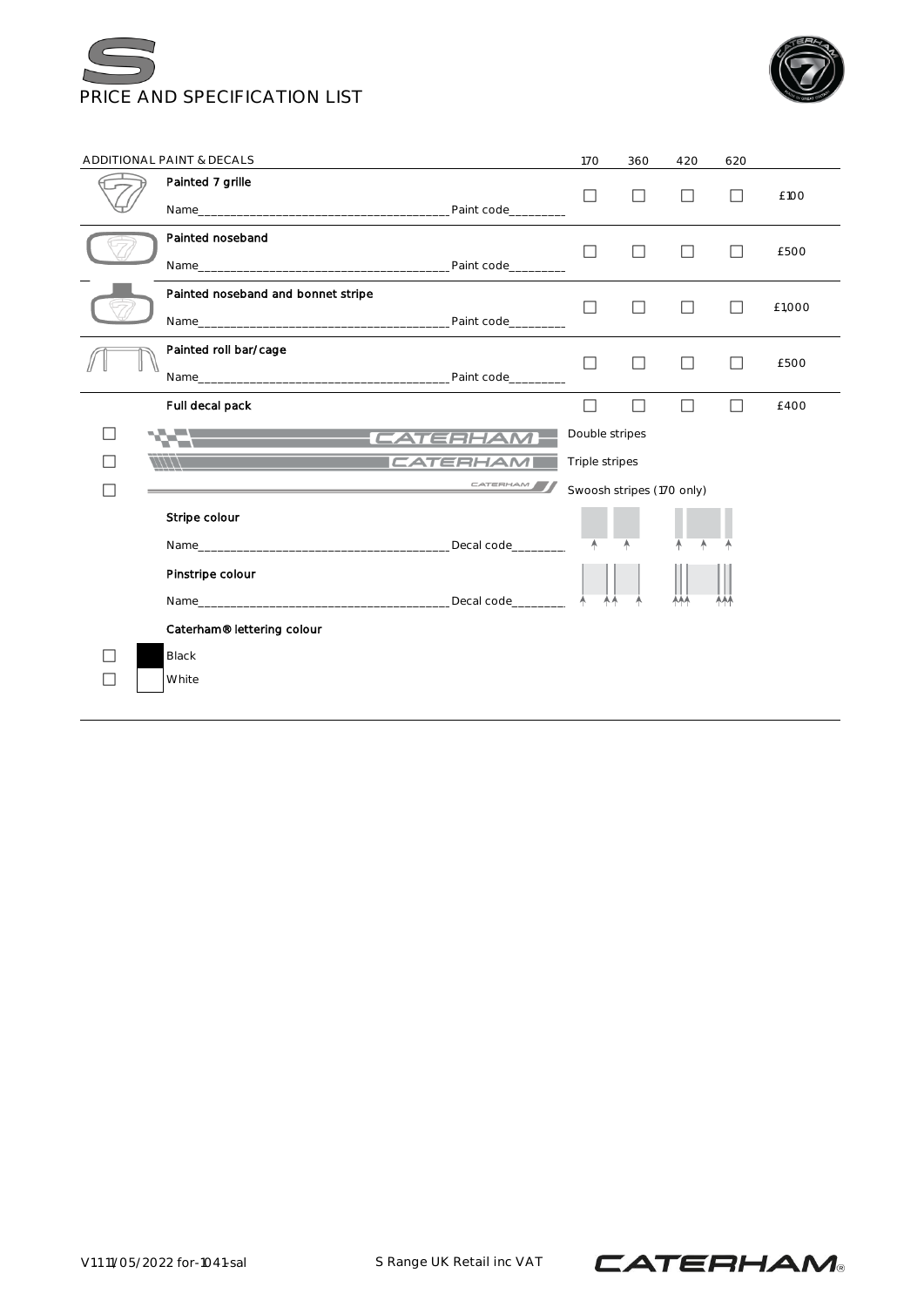# S
## PRICE AND SPECIFICATION LIST

| ADDITIONAL PAINT & DECALS | 170 | 360 | 420 | 620 | |
|---|---|---|---|---|---|
| Painted 7 grille<br>Name______________________________________ Paint code_________ | ☐ | ☐ | ☐ | ☐ | £100 |
| Painted noseband<br>Name______________________________________ Paint code_________ | ☐ | ☐ | ☐ | ☐ | £500 |
| Painted noseband and bonnet stripe<br>Name______________________________________ Paint code_________ | ☐ | ☐ | ☐ | ☐ | £1,000 |
| Painted roll bar/cage<br>Name______________________________________ Paint code_________ | ☐ | ☐ | ☐ | ☐ | £500 |
| Full decal pack | ☐ | ☐ | ☐ | ☐ | £400 |

☐ CATERHAM — Double stripes

☐ CATERHAM — Triple stripes

☐ CATERHAM — Swoosh stripes (170 only)

Stripe colour

Name______________________________________ Decal code_________

Pinstripe colour

Name______________________________________ Decal code_________

Caterham® lettering colour

☐ Black

☐ White

V1.11/05/2022 for-1041-sal S Range UK Retail inc VAT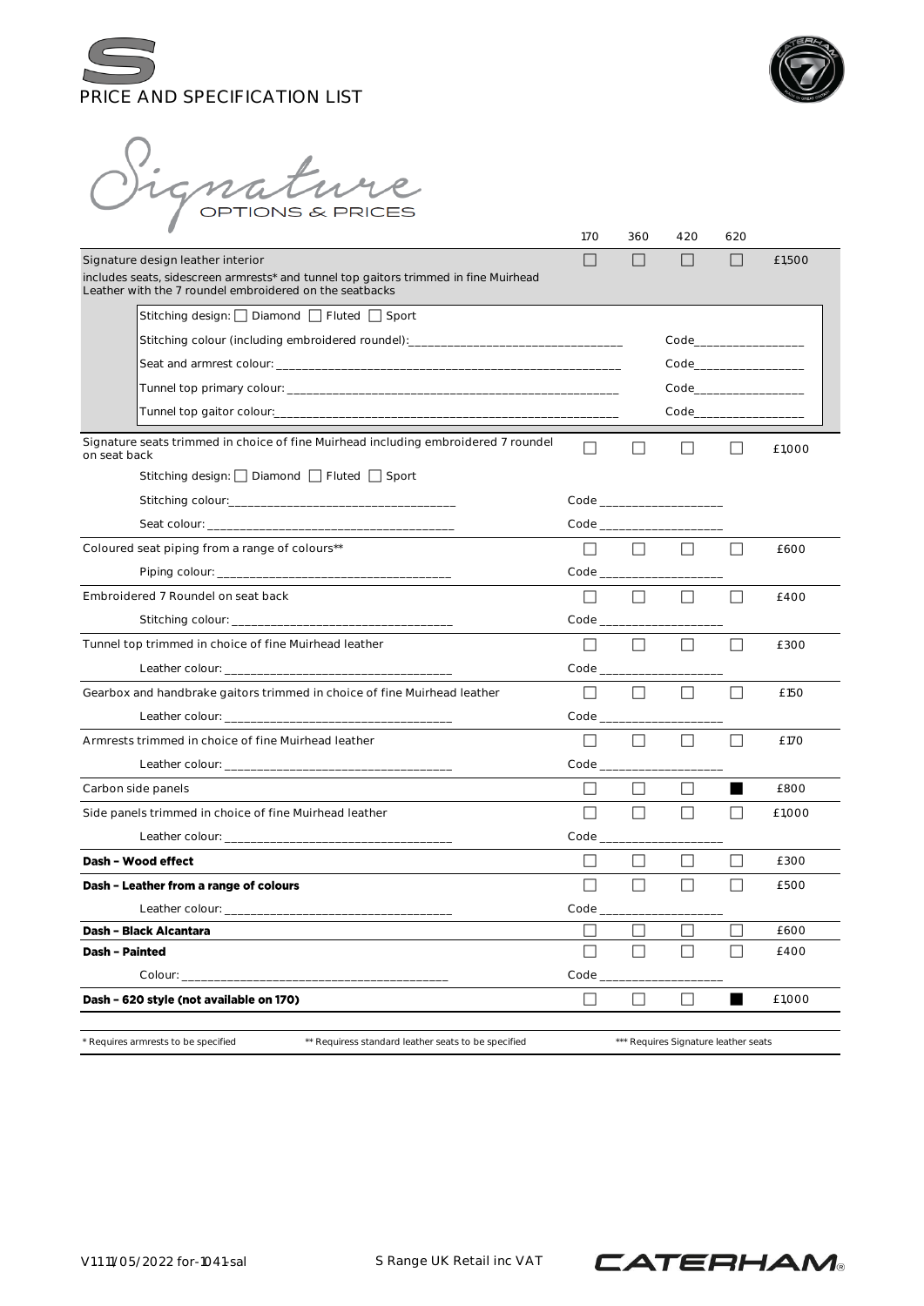# PRICE AND SPECIFICATION LIST

## Signature OPTIONS & PRICES

| | 170 | 360 | 420 | 620 | |
|---|---|---|---|---|---|
| Signature design leather interior<br>includes seats, sidescreen armrests* and tunnel top gaitors trimmed in fine Muirhead Leather with the 7 roundel embroidered on the seatbacks | ☐ | ☐ | ☐ | ☐ | £1,500 |
| Stitching design: ☐ Diamond ☐ Fluted ☐ Sport | | | | | |
| Stitching colour (including embroidered roundel): ______________ | | | Code ______ | | |
| Seat and armrest colour: ______________ | | | Code ______ | | |
| Tunnel top primary colour: ______________ | | | Code ______ | | |
| Tunnel top gaitor colour: ______________ | | | Code ______ | | |
| Signature seats trimmed in choice of fine Muirhead including embroidered 7 roundel on seat back | ☐ | ☐ | ☐ | ☐ | £1,000 |
| Stitching design: ☐ Diamond ☐ Fluted ☐ Sport | | | | | |
| Stitching colour: ______________ | Code ______ | | | | |
| Seat colour: ______________ | Code ______ | | | | |
| Coloured seat piping from a range of colours** | ☐ | ☐ | ☐ | ☐ | £600 |
| Piping colour: ______________ | Code ______ | | | | |
| Embroidered 7 Roundel on seat back | ☐ | ☐ | ☐ | ☐ | £400 |
| Stitching colour: ______________ | Code ______ | | | | |
| Tunnel top trimmed in choice of fine Muirhead leather | ☐ | ☐ | ☐ | ☐ | £300 |
| Leather colour: ______________ | Code ______ | | | | |
| Gearbox and handbrake gaitors trimmed in choice of fine Muirhead leather | ☐ | ☐ | ☐ | ☐ | £150 |
| Leather colour: ______________ | Code ______ | | | | |
| Armrests trimmed in choice of fine Muirhead leather | ☐ | ☐ | ☐ | ☐ | £170 |
| Leather colour: ______________ | Code ______ | | | | |
| Carbon side panels | ☐ | ☐ | ☐ | ■ | £800 |
| Side panels trimmed in choice of fine Muirhead leather | ☐ | ☐ | ☐ | ☐ | £1,000 |
| Leather colour: ______________ | Code ______ | | | | |
| **Dash – Wood effect** | ☐ | ☐ | ☐ | ☐ | £300 |
| **Dash – Leather from a range of colours** | ☐ | ☐ | ☐ | ☐ | £500 |
| Leather colour: ______________ | Code ______ | | | | |
| **Dash – Black Alcantara** | ☐ | ☐ | ☐ | ☐ | £600 |
| **Dash – Painted** | ☐ | ☐ | ☐ | ☐ | £400 |
| Colour: ______________ | Code ______ | | | | |
| **Dash – 620 style (not available on 170)** | ☐ | ☐ | ☐ | ■ | £1,000 |

\* Requires armrests to be specified &nbsp;&nbsp; ** Requisss standard leather seats to be specified &nbsp;&nbsp; *** Requires Signature leather seats

V1.1 11/05/2022 for-1041-sal &nbsp;&nbsp; S Range UK Retail inc VAT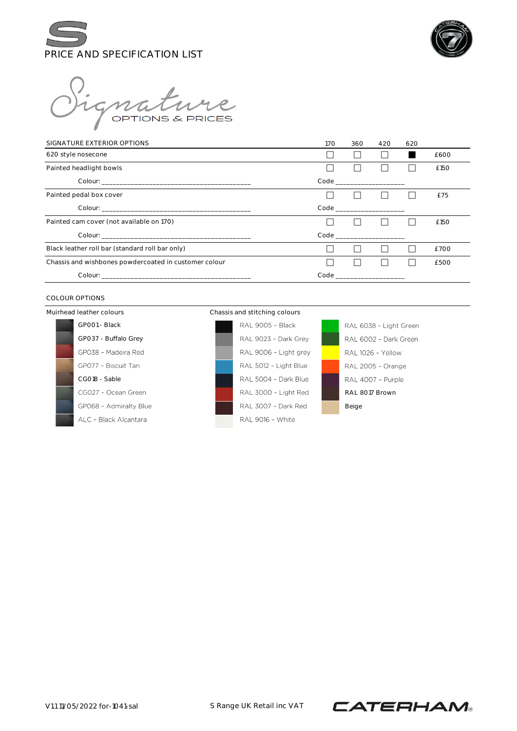# S PRICE AND SPECIFICATION LIST

## Signature OPTIONS & PRICES

| SIGNATURE EXTERIOR OPTIONS | 170 | 360 | 420 | 620 | |
|---|---|---|---|---|---|
| 620 style nosecone | ☐ | ☐ | ☐ | ■ | £600 |
| Painted headlight bowls | ☐ | ☐ | ☐ | ☐ | £150 |
| Colour: ________________________________________ | Code __________________ | | | | |
| Painted pedal box cover | ☐ | ☐ | ☐ | ☐ | £75 |
| Colour: ________________________________________ | Code __________________ | | | | |
| Painted cam cover (not available on 170) | ☐ | ☐ | ☐ | ☐ | £150 |
| Colour: ________________________________________ | Code __________________ | | | | |
| Black leather roll bar (standard roll bar only) | ☐ | ☐ | ☐ | ☐ | £700 |
| Chassis and wishbones powdercoated in customer colour | ☐ | ☐ | ☐ | ☐ | £500 |
| Colour: ________________________________________ | Code __________________ | | | | |

### COLOUR OPTIONS

**Muirhead leather colours**

- GP001- Black
- GP037 - Buffalo Grey
- GP038 – Madeira Red
- GP077 – Biscuit Tan
- CG018 - Sable
- CG027 – Ocean Green
- GP068 – Admiralty Blue
- ALC – Black Alcantara

**Chassis and stitching colours**

- RAL 9005 – Black
- RAL 9023 – Dark Grey
- RAL 9006 – Light grey
- RAL 5012 – Light Blue
- RAL 5004 – Dark Blue
- RAL 3000 – Light Red
- RAL 3007 – Dark Red
- RAL 9016 – White
- RAL 6038 – Light Green
- RAL 6002 – Dark Green
- RAL 1026 – Yellow
- RAL 2005 – Orange
- RAL 4007 – Purple
- RAL 8017 Brown
- Beige

V1.11/05/2022 for-1041-sal S Range UK Retail inc VAT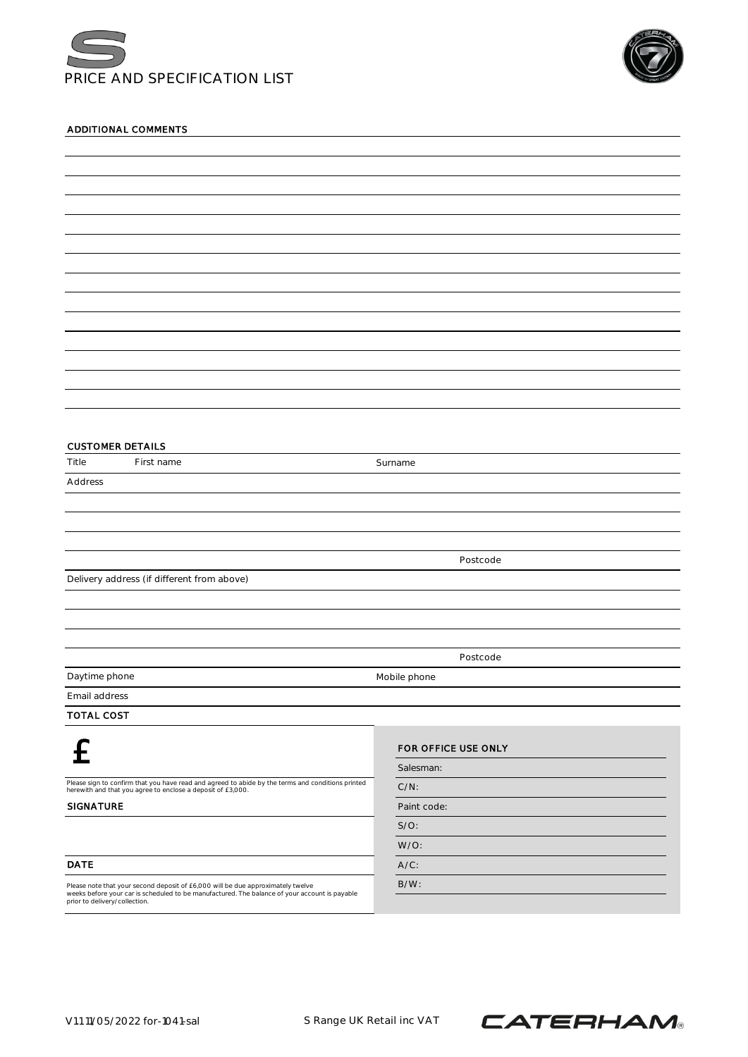# S

PRICE AND SPECIFICATION LIST

## ADDITIONAL COMMENTS

## CUSTOMER DETAILS

| | | |
|---|---|---|
| Title | First name | Surname |
| Address | | |
| | | Postcode |
| Delivery address (if different from above) | | |
| | | Postcode |
| Daytime phone | | Mobile phone |
| Email address | | |

## TOTAL COST

£

Please sign to confirm that you have read and agreed to abide by the terms and conditions printed herewith and that you agree to enclose a deposit of £3,000.

**SIGNATURE**

**DATE**

Please note that your second deposit of £6,000 will be due approximately twelve weeks before your car is scheduled to be manufactured. The balance of your account is payable prior to delivery/collection.

**FOR OFFICE USE ONLY**

Salesman:

C/N:

Paint code:

S/O:

W/O:

A/C:

B/W:

V1.1 11/05/2022 for-1041-sal

S Range UK Retail inc VAT

CATERHAM